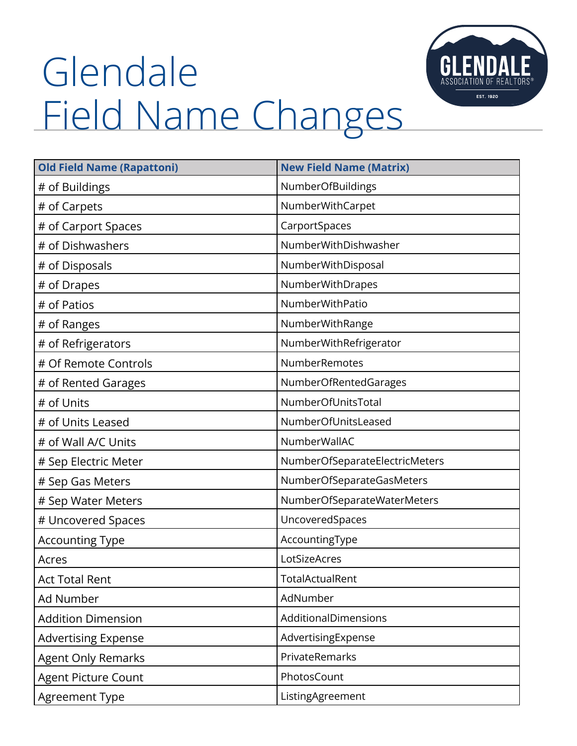# Glendale Field Name Changes

| Old Field Name (Rapattoni) | New Field Name (Matrix) |
|---|---|
| # of Buildings | NumberOfBuildings |
| # of Carpets | NumberWithCarpet |
| # of Carport Spaces | CarportSpaces |
| # of Dishwashers | NumberWithDishwasher |
| # of Disposals | NumberWithDisposal |
| # of Drapes | NumberWithDrapes |
| # of Patios | NumberWithPatio |
| # of Ranges | NumberWithRange |
| # of Refrigerators | NumberWithRefrigerator |
| # Of Remote Controls | NumberRemotes |
| # of Rented Garages | NumberOfRentedGarages |
| # of Units | NumberOfUnitsTotal |
| # of Units Leased | NumberOfUnitsLeased |
| # of Wall A/C Units | NumberWallAC |
| # Sep Electric Meter | NumberOfSeparateElectricMeters |
| # Sep Gas Meters | NumberOfSeparateGasMeters |
| # Sep Water Meters | NumberOfSeparateWaterMeters |
| # Uncovered Spaces | UncoveredSpaces |
| Accounting Type | AccountingType |
| Acres | LotSizeAcres |
| Act Total Rent | TotalActualRent |
| Ad Number | AdNumber |
| Addition Dimension | AdditionalDimensions |
| Advertising Expense | AdvertisingExpense |
| Agent Only Remarks | PrivateRemarks |
| Agent Picture Count | PhotosCount |
| Agreement Type | ListingAgreement |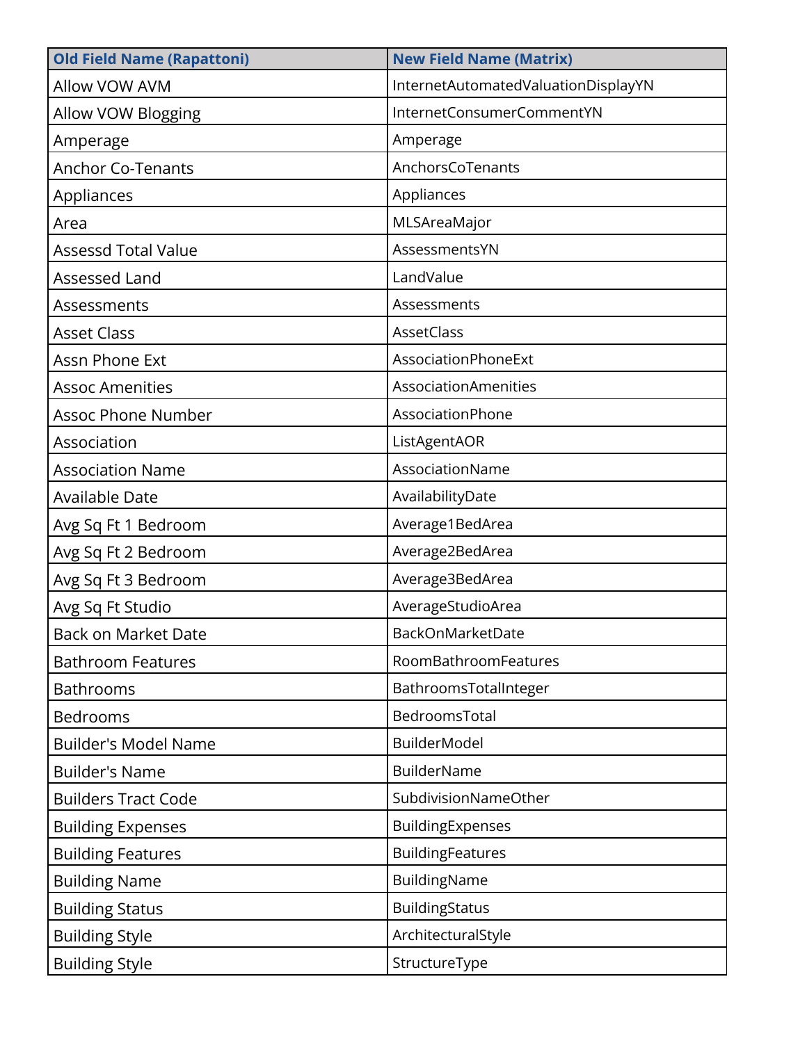| Old Field Name (Rapattoni) | New Field Name (Matrix) |
|---|---|
| Allow VOW AVM | InternetAutomatedValuationDisplayYN |
| Allow VOW Blogging | InternetConsumerCommentYN |
| Amperage | Amperage |
| Anchor Co-Tenants | AnchorsCoTenants |
| Appliances | Appliances |
| Area | MLSAreaMajor |
| Assessd Total Value | AssessmentsYN |
| Assessed Land | LandValue |
| Assessments | Assessments |
| Asset Class | AssetClass |
| Assn Phone Ext | AssociationPhoneExt |
| Assoc Amenities | AssociationAmenities |
| Assoc Phone Number | AssociationPhone |
| Association | ListAgentAOR |
| Association Name | AssociationName |
| Available Date | AvailabilityDate |
| Avg Sq Ft 1 Bedroom | Average1BedArea |
| Avg Sq Ft 2 Bedroom | Average2BedArea |
| Avg Sq Ft 3 Bedroom | Average3BedArea |
| Avg Sq Ft Studio | AverageStudioArea |
| Back on Market Date | BackOnMarketDate |
| Bathroom Features | RoomBathroomFeatures |
| Bathrooms | BathroomsTotalInteger |
| Bedrooms | BedroomsTotal |
| Builder's Model Name | BuilderModel |
| Builder's Name | BuilderName |
| Builders Tract Code | SubdivisionNameOther |
| Building Expenses | BuildingExpenses |
| Building Features | BuildingFeatures |
| Building Name | BuildingName |
| Building Status | BuildingStatus |
| Building Style | ArchitecturalStyle |
| Building Style | StructureType |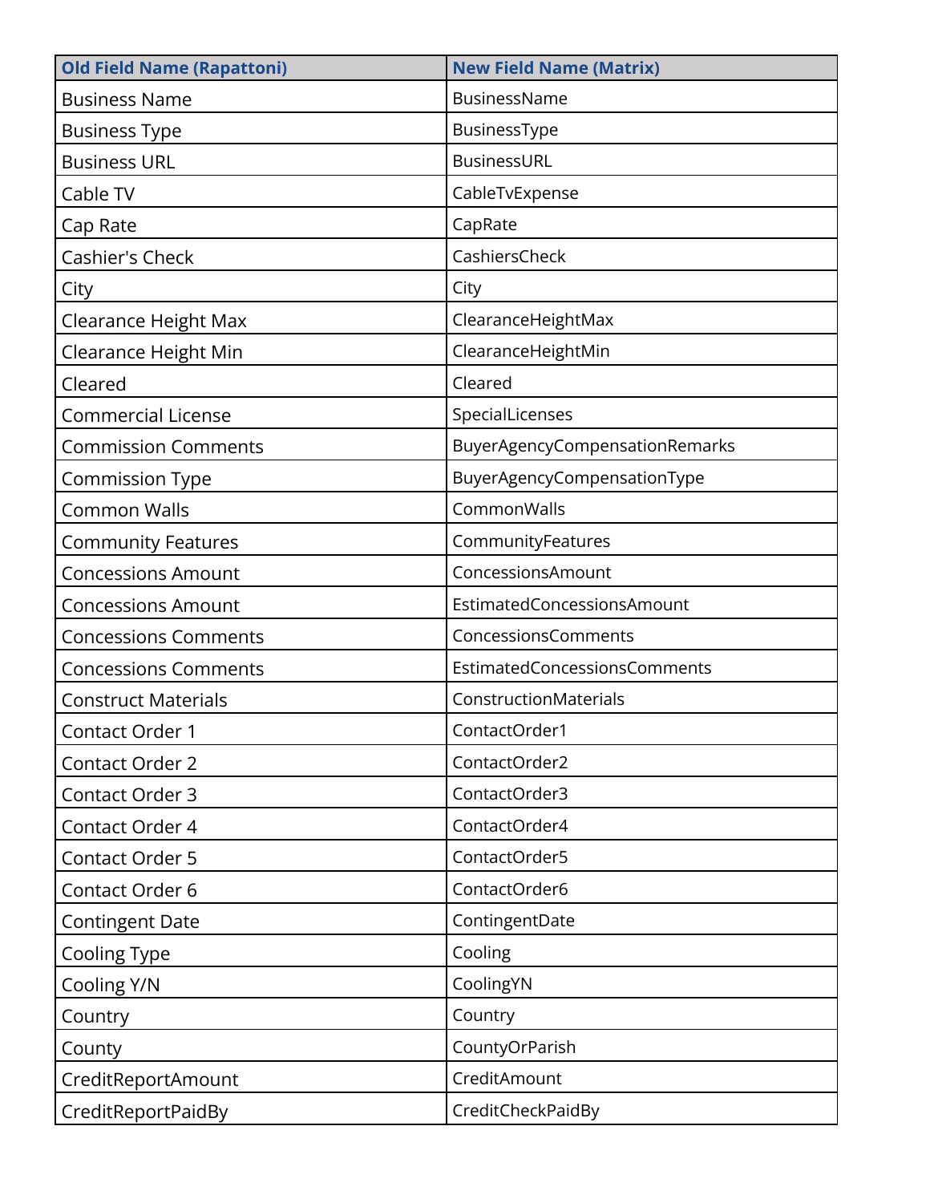| Old Field Name (Rapattoni) | New Field Name (Matrix) |
| --- | --- |
| Business Name | BusinessName |
| Business Type | BusinessType |
| Business URL | BusinessURL |
| Cable TV | CableTvExpense |
| Cap Rate | CapRate |
| Cashier's Check | CashiersCheck |
| City | City |
| Clearance Height Max | ClearanceHeightMax |
| Clearance Height Min | ClearanceHeightMin |
| Cleared | Cleared |
| Commercial License | SpecialLicenses |
| Commission Comments | BuyerAgencyCompensationRemarks |
| Commission Type | BuyerAgencyCompensationType |
| Common Walls | CommonWalls |
| Community Features | CommunityFeatures |
| Concessions Amount | ConcessionsAmount |
| Concessions Amount | EstimatedConcessionsAmount |
| Concessions Comments | ConcessionsComments |
| Concessions Comments | EstimatedConcessionsComments |
| Construct Materials | ConstructionMaterials |
| Contact Order 1 | ContactOrder1 |
| Contact Order 2 | ContactOrder2 |
| Contact Order 3 | ContactOrder3 |
| Contact Order 4 | ContactOrder4 |
| Contact Order 5 | ContactOrder5 |
| Contact Order 6 | ContactOrder6 |
| Contingent Date | ContingentDate |
| Cooling Type | Cooling |
| Cooling Y/N | CoolingYN |
| Country | Country |
| County | CountyOrParish |
| CreditReportAmount | CreditAmount |
| CreditReportPaidBy | CreditCheckPaidBy |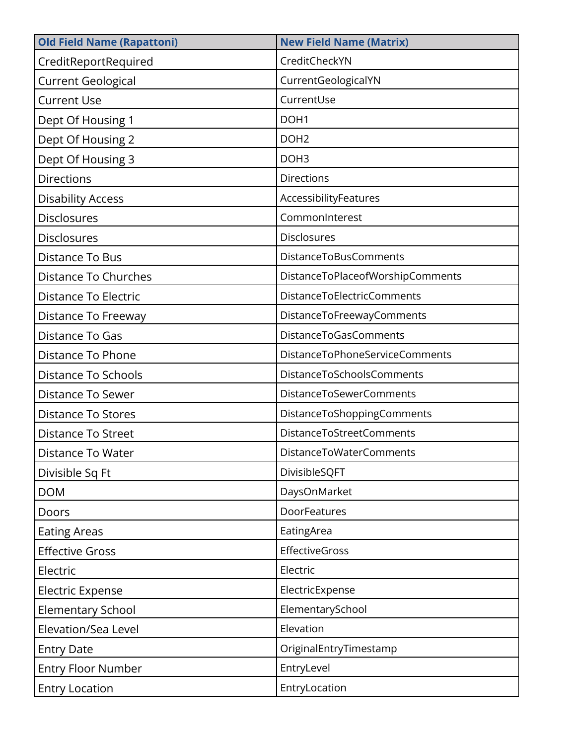| Old Field Name (Rapattoni) | New Field Name (Matrix) |
| --- | --- |
| CreditReportRequired | CreditCheckYN |
| Current Geological | CurrentGeologicalYN |
| Current Use | CurrentUse |
| Dept Of Housing 1 | DOH1 |
| Dept Of Housing 2 | DOH2 |
| Dept Of Housing 3 | DOH3 |
| Directions | Directions |
| Disability Access | AccessibilityFeatures |
| Disclosures | CommonInterest |
| Disclosures | Disclosures |
| Distance To Bus | DistanceToBusComments |
| Distance To Churches | DistanceToPlaceofWorshipComments |
| Distance To Electric | DistanceToElectricComments |
| Distance To Freeway | DistanceToFreewayComments |
| Distance To Gas | DistanceToGasComments |
| Distance To Phone | DistanceToPhoneServiceComments |
| Distance To Schools | DistanceToSchoolsComments |
| Distance To Sewer | DistanceToSewerComments |
| Distance To Stores | DistanceToShoppingComments |
| Distance To Street | DistanceToStreetComments |
| Distance To Water | DistanceToWaterComments |
| Divisible Sq Ft | DivisibleSQFT |
| DOM | DaysOnMarket |
| Doors | DoorFeatures |
| Eating Areas | EatingArea |
| Effective Gross | EffectiveGross |
| Electric | Electric |
| Electric Expense | ElectricExpense |
| Elementary School | ElementarySchool |
| Elevation/Sea Level | Elevation |
| Entry Date | OriginalEntryTimestamp |
| Entry Floor Number | EntryLevel |
| Entry Location | EntryLocation |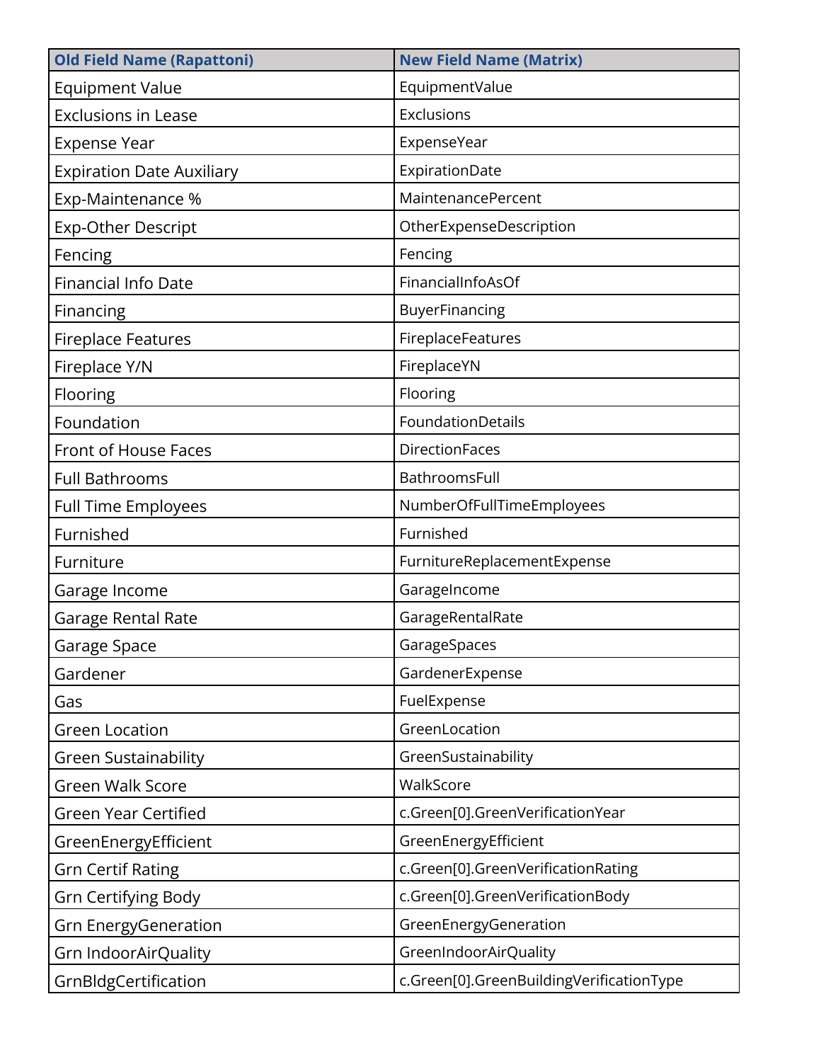| Old Field Name (Rapattoni) | New Field Name (Matrix) |
| --- | --- |
| Equipment Value | EquipmentValue |
| Exclusions in Lease | Exclusions |
| Expense Year | ExpenseYear |
| Expiration Date Auxiliary | ExpirationDate |
| Exp-Maintenance % | MaintenancePercent |
| Exp-Other Descript | OtherExpenseDescription |
| Fencing | Fencing |
| Financial Info Date | FinancialInfoAsOf |
| Financing | BuyerFinancing |
| Fireplace Features | FireplaceFeatures |
| Fireplace Y/N | FireplaceYN |
| Flooring | Flooring |
| Foundation | FoundationDetails |
| Front of House Faces | DirectionFaces |
| Full Bathrooms | BathroomsFull |
| Full Time Employees | NumberOfFullTimeEmployees |
| Furnished | Furnished |
| Furniture | FurnitureReplacementExpense |
| Garage Income | GarageIncome |
| Garage Rental Rate | GarageRentalRate |
| Garage Space | GarageSpaces |
| Gardener | GardenerExpense |
| Gas | FuelExpense |
| Green Location | GreenLocation |
| Green Sustainability | GreenSustainability |
| Green Walk Score | WalkScore |
| Green Year Certified | c.Green[0].GreenVerificationYear |
| GreenEnergyEfficient | GreenEnergyEfficient |
| Grn Certif Rating | c.Green[0].GreenVerificationRating |
| Grn Certifying Body | c.Green[0].GreenVerificationBody |
| Grn EnergyGeneration | GreenEnergyGeneration |
| Grn IndoorAirQuality | GreenIndoorAirQuality |
| GrnBldgCertification | c.Green[0].GreenBuildingVerificationType |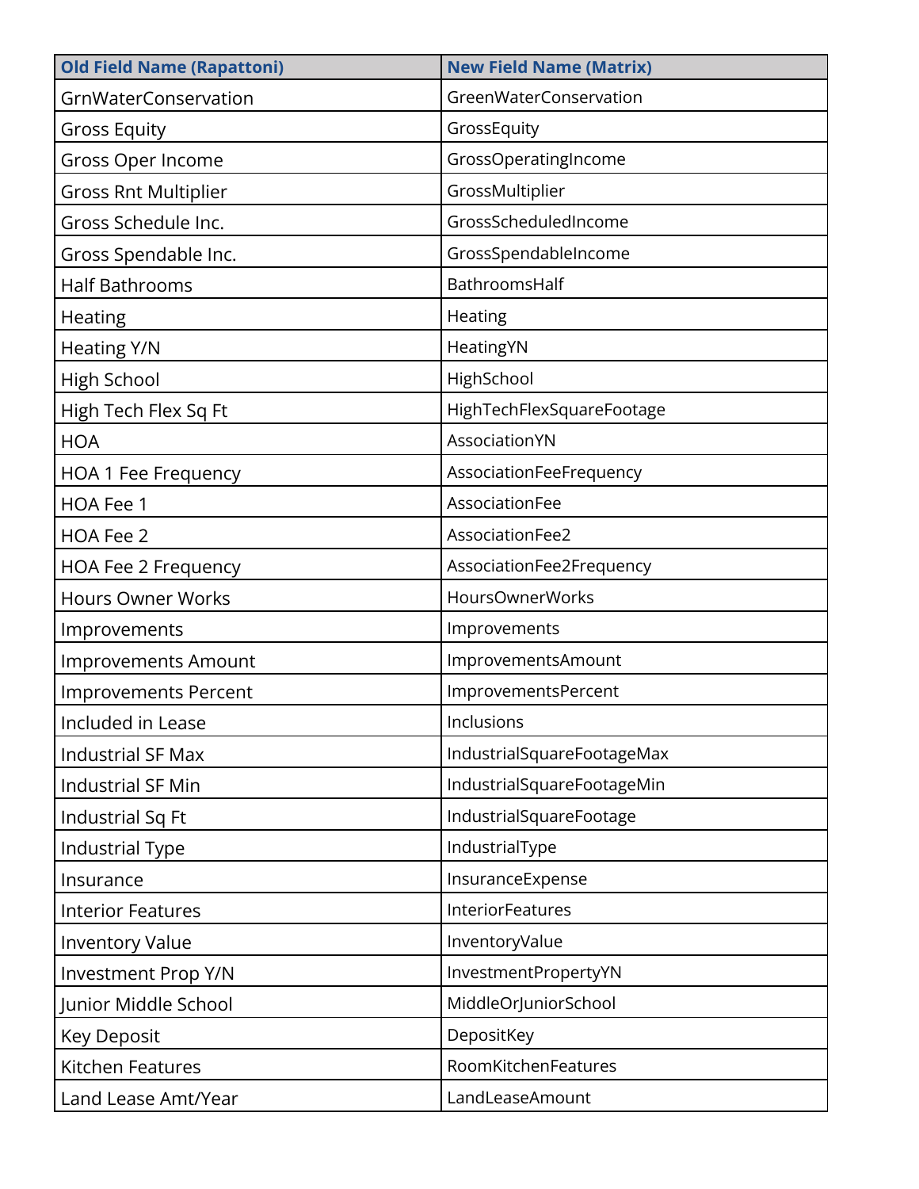| Old Field Name (Rapattoni) | New Field Name (Matrix) |
| --- | --- |
| GrnWaterConservation | GreenWaterConservation |
| Gross Equity | GrossEquity |
| Gross Oper Income | GrossOperatingIncome |
| Gross Rnt Multiplier | GrossMultiplier |
| Gross Schedule Inc. | GrossScheduledIncome |
| Gross Spendable Inc. | GrossSpendableIncome |
| Half Bathrooms | BathroomsHalf |
| Heating | Heating |
| Heating Y/N | HeatingYN |
| High School | HighSchool |
| High Tech Flex Sq Ft | HighTechFlexSquareFootage |
| HOA | AssociationYN |
| HOA 1 Fee Frequency | AssociationFeeFrequency |
| HOA Fee 1 | AssociationFee |
| HOA Fee 2 | AssociationFee2 |
| HOA Fee 2 Frequency | AssociationFee2Frequency |
| Hours Owner Works | HoursOwnerWorks |
| Improvements | Improvements |
| Improvements Amount | ImprovementsAmount |
| Improvements Percent | ImprovementsPercent |
| Included in Lease | Inclusions |
| Industrial SF Max | IndustrialSquareFootageMax |
| Industrial SF Min | IndustrialSquareFootageMin |
| Industrial Sq Ft | IndustrialSquareFootage |
| Industrial Type | IndustrialType |
| Insurance | InsuranceExpense |
| Interior Features | InteriorFeatures |
| Inventory Value | InventoryValue |
| Investment Prop Y/N | InvestmentPropertyYN |
| Junior Middle School | MiddleOrJuniorSchool |
| Key Deposit | DepositKey |
| Kitchen Features | RoomKitchenFeatures |
| Land Lease Amt/Year | LandLeaseAmount |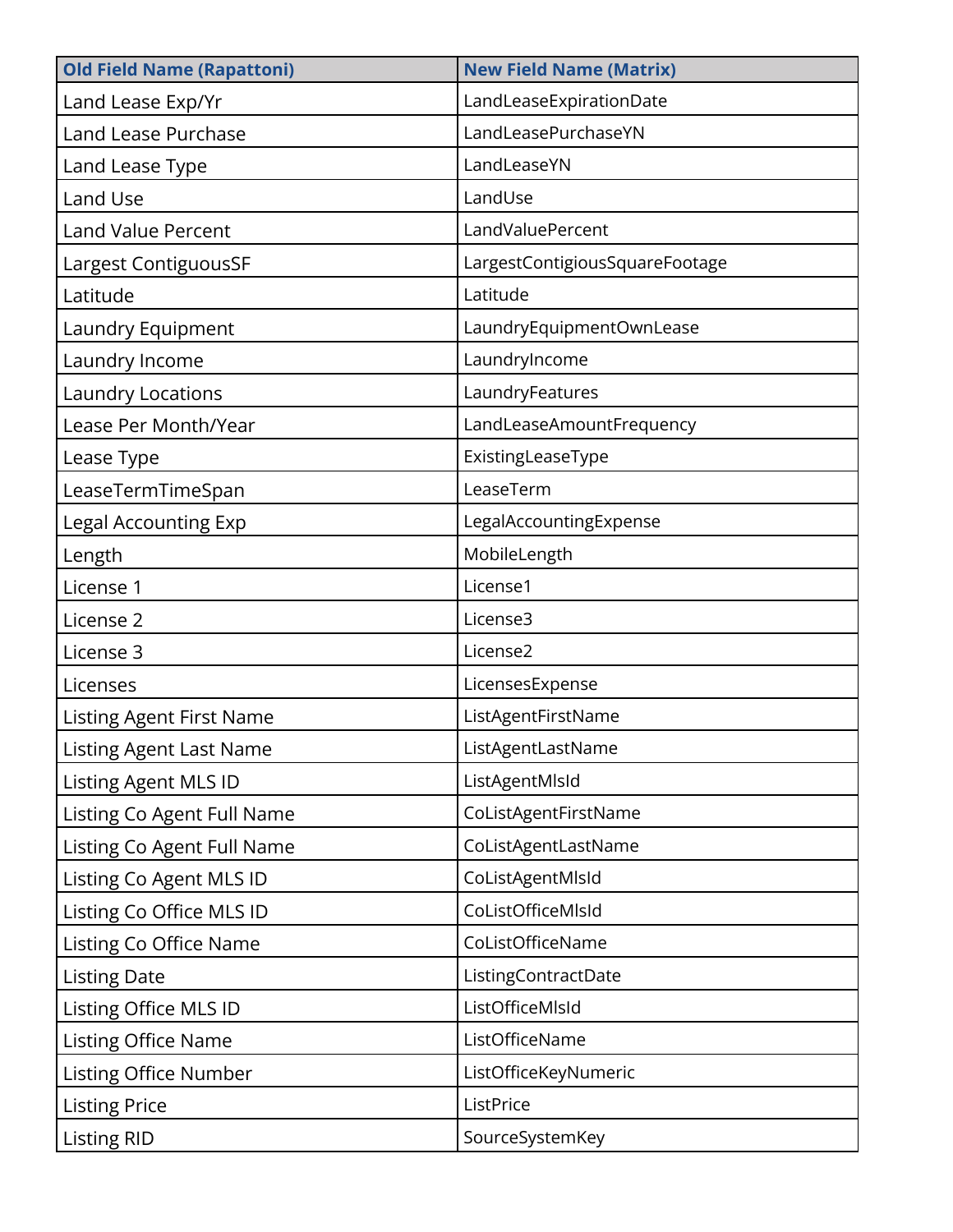| Old Field Name (Rapattoni) | New Field Name (Matrix) |
| --- | --- |
| Land Lease Exp/Yr | LandLeaseExpirationDate |
| Land Lease Purchase | LandLeasePurchaseYN |
| Land Lease Type | LandLeaseYN |
| Land Use | LandUse |
| Land Value Percent | LandValuePercent |
| Largest ContiguousSF | LargestContigiousSquareFootage |
| Latitude | Latitude |
| Laundry Equipment | LaundryEquipmentOwnLease |
| Laundry Income | LaundryIncome |
| Laundry Locations | LaundryFeatures |
| Lease Per Month/Year | LandLeaseAmountFrequency |
| Lease Type | ExistingLeaseType |
| LeaseTermTimeSpan | LeaseTerm |
| Legal Accounting Exp | LegalAccountingExpense |
| Length | MobileLength |
| License 1 | License1 |
| License 2 | License3 |
| License 3 | License2 |
| Licenses | LicensesExpense |
| Listing Agent First Name | ListAgentFirstName |
| Listing Agent Last Name | ListAgentLastName |
| Listing Agent MLS ID | ListAgentMlsId |
| Listing Co Agent Full Name | CoListAgentFirstName |
| Listing Co Agent Full Name | CoListAgentLastName |
| Listing Co Agent MLS ID | CoListAgentMlsId |
| Listing Co Office MLS ID | CoListOfficeMlsId |
| Listing Co Office Name | CoListOfficeName |
| Listing Date | ListingContractDate |
| Listing Office MLS ID | ListOfficeMlsId |
| Listing Office Name | ListOfficeName |
| Listing Office Number | ListOfficeKeyNumeric |
| Listing Price | ListPrice |
| Listing RID | SourceSystemKey |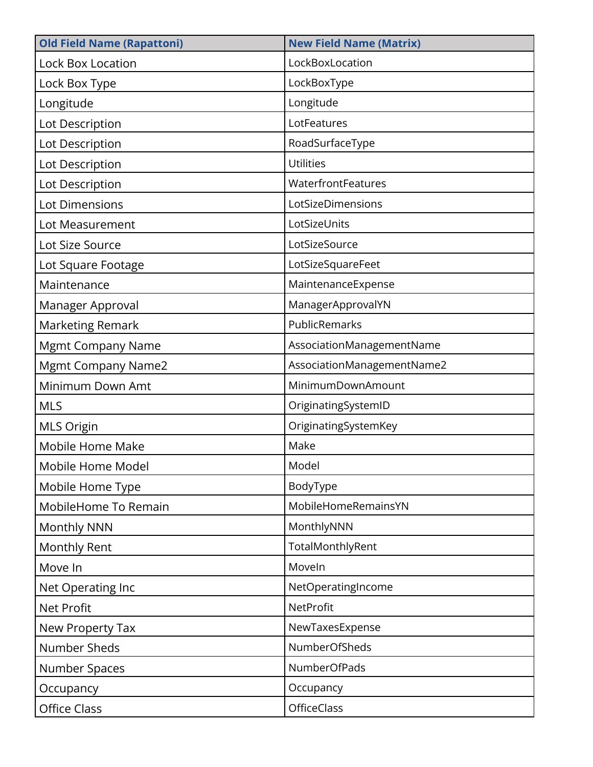| Old Field Name (Rapattoni) | New Field Name (Matrix) |
| --- | --- |
| Lock Box Location | LockBoxLocation |
| Lock Box Type | LockBoxType |
| Longitude | Longitude |
| Lot Description | LotFeatures |
| Lot Description | RoadSurfaceType |
| Lot Description | Utilities |
| Lot Description | WaterfrontFeatures |
| Lot Dimensions | LotSizeDimensions |
| Lot Measurement | LotSizeUnits |
| Lot Size Source | LotSizeSource |
| Lot Square Footage | LotSizeSquareFeet |
| Maintenance | MaintenanceExpense |
| Manager Approval | ManagerApprovalYN |
| Marketing Remark | PublicRemarks |
| Mgmt Company Name | AssociationManagementName |
| Mgmt Company Name2 | AssociationManagementName2 |
| Minimum Down Amt | MinimumDownAmount |
| MLS | OriginatingSystemID |
| MLS Origin | OriginatingSystemKey |
| Mobile Home Make | Make |
| Mobile Home Model | Model |
| Mobile Home Type | BodyType |
| MobileHome To Remain | MobileHomeRemainsYN |
| Monthly NNN | MonthlyNNN |
| Monthly Rent | TotalMonthlyRent |
| Move In | MoveIn |
| Net Operating Inc | NetOperatingIncome |
| Net Profit | NetProfit |
| New Property Tax | NewTaxesExpense |
| Number Sheds | NumberOfSheds |
| Number Spaces | NumberOfPads |
| Occupancy | Occupancy |
| Office Class | OfficeClass |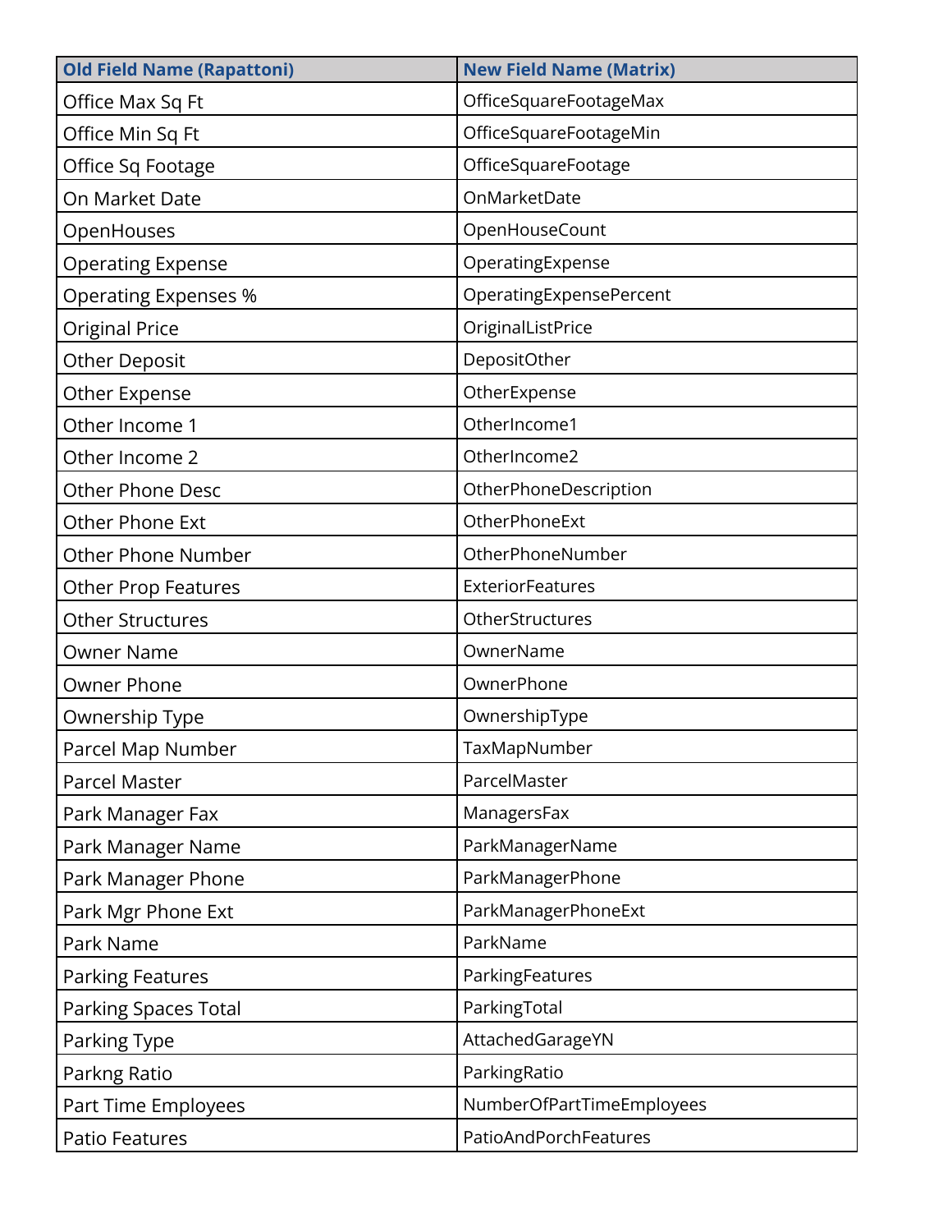| Old Field Name (Rapattoni) | New Field Name (Matrix) |
| --- | --- |
| Office Max Sq Ft | OfficeSquareFootageMax |
| Office Min Sq Ft | OfficeSquareFootageMin |
| Office Sq Footage | OfficeSquareFootage |
| On Market Date | OnMarketDate |
| OpenHouses | OpenHouseCount |
| Operating Expense | OperatingExpense |
| Operating Expenses % | OperatingExpensePercent |
| Original Price | OriginalListPrice |
| Other Deposit | DepositOther |
| Other Expense | OtherExpense |
| Other Income 1 | OtherIncome1 |
| Other Income 2 | OtherIncome2 |
| Other Phone Desc | OtherPhoneDescription |
| Other Phone Ext | OtherPhoneExt |
| Other Phone Number | OtherPhoneNumber |
| Other Prop Features | ExteriorFeatures |
| Other Structures | OtherStructures |
| Owner Name | OwnerName |
| Owner Phone | OwnerPhone |
| Ownership Type | OwnershipType |
| Parcel Map Number | TaxMapNumber |
| Parcel Master | ParcelMaster |
| Park Manager Fax | ManagersFax |
| Park Manager Name | ParkManagerName |
| Park Manager Phone | ParkManagerPhone |
| Park Mgr Phone Ext | ParkManagerPhoneExt |
| Park Name | ParkName |
| Parking Features | ParkingFeatures |
| Parking Spaces Total | ParkingTotal |
| Parking Type | AttachedGarageYN |
| Parkng Ratio | ParkingRatio |
| Part Time Employees | NumberOfPartTimeEmployees |
| Patio Features | PatioAndPorchFeatures |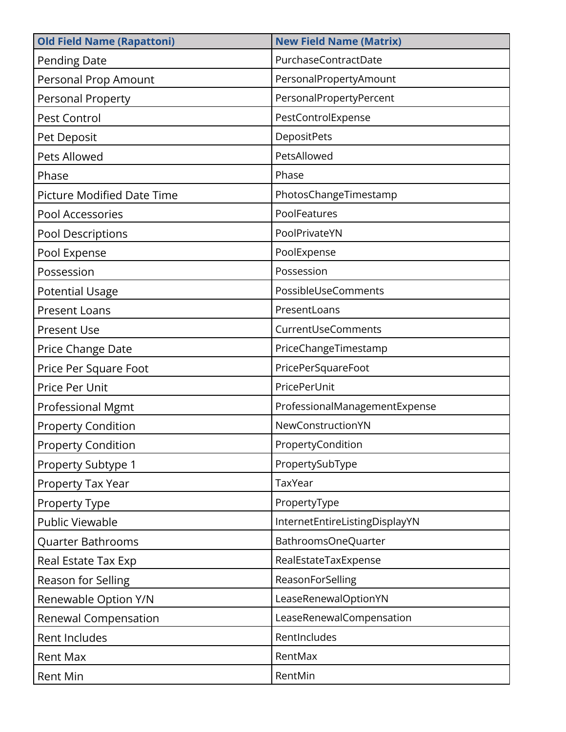| Old Field Name (Rapattoni) | New Field Name (Matrix) |
| --- | --- |
| Pending Date | PurchaseContractDate |
| Personal Prop Amount | PersonalPropertyAmount |
| Personal Property | PersonalPropertyPercent |
| Pest Control | PestControlExpense |
| Pet Deposit | DepositPets |
| Pets Allowed | PetsAllowed |
| Phase | Phase |
| Picture Modified Date Time | PhotosChangeTimestamp |
| Pool Accessories | PoolFeatures |
| Pool Descriptions | PoolPrivateYN |
| Pool Expense | PoolExpense |
| Possession | Possession |
| Potential Usage | PossibleUseComments |
| Present Loans | PresentLoans |
| Present Use | CurrentUseComments |
| Price Change Date | PriceChangeTimestamp |
| Price Per Square Foot | PricePerSquareFoot |
| Price Per Unit | PricePerUnit |
| Professional Mgmt | ProfessionalManagementExpense |
| Property Condition | NewConstructionYN |
| Property Condition | PropertyCondition |
| Property Subtype 1 | PropertySubType |
| Property Tax Year | TaxYear |
| Property Type | PropertyType |
| Public Viewable | InternetEntireListingDisplayYN |
| Quarter Bathrooms | BathroomsOneQuarter |
| Real Estate Tax Exp | RealEstateTaxExpense |
| Reason for Selling | ReasonForSelling |
| Renewable Option Y/N | LeaseRenewalOptionYN |
| Renewal Compensation | LeaseRenewalCompensation |
| Rent Includes | RentIncludes |
| Rent Max | RentMax |
| Rent Min | RentMin |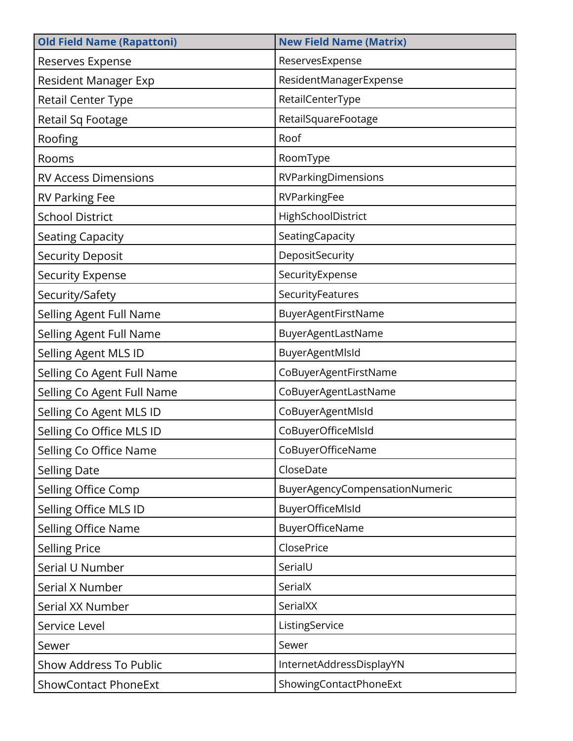| Old Field Name (Rapattoni) | New Field Name (Matrix) |
| --- | --- |
| Reserves Expense | ReservesExpense |
| Resident Manager Exp | ResidentManagerExpense |
| Retail Center Type | RetailCenterType |
| Retail Sq Footage | RetailSquareFootage |
| Roofing | Roof |
| Rooms | RoomType |
| RV Access Dimensions | RVParkingDimensions |
| RV Parking Fee | RVParkingFee |
| School District | HighSchoolDistrict |
| Seating Capacity | SeatingCapacity |
| Security Deposit | DepositSecurity |
| Security Expense | SecurityExpense |
| Security/Safety | SecurityFeatures |
| Selling Agent Full Name | BuyerAgentFirstName |
| Selling Agent Full Name | BuyerAgentLastName |
| Selling Agent MLS ID | BuyerAgentMlsId |
| Selling Co Agent Full Name | CoBuyerAgentFirstName |
| Selling Co Agent Full Name | CoBuyerAgentLastName |
| Selling Co Agent MLS ID | CoBuyerAgentMlsId |
| Selling Co Office MLS ID | CoBuyerOfficeMlsId |
| Selling Co Office Name | CoBuyerOfficeName |
| Selling Date | CloseDate |
| Selling Office Comp | BuyerAgencyCompensationNumeric |
| Selling Office MLS ID | BuyerOfficeMlsId |
| Selling Office Name | BuyerOfficeName |
| Selling Price | ClosePrice |
| Serial U Number | SerialU |
| Serial X Number | SerialX |
| Serial XX Number | SerialXX |
| Service Level | ListingService |
| Sewer | Sewer |
| Show Address To Public | InternetAddressDisplayYN |
| ShowContact PhoneExt | ShowingContactPhoneExt |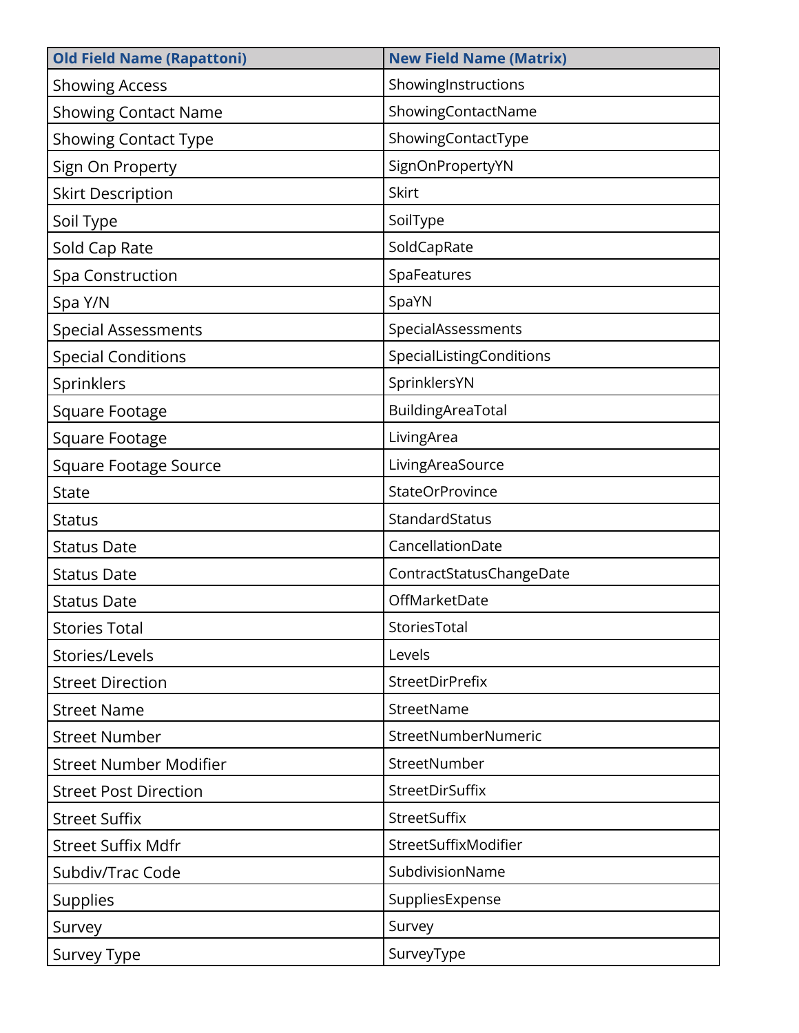| Old Field Name (Rapattoni) | New Field Name (Matrix) |
|---|---|
| Showing Access | ShowingInstructions |
| Showing Contact Name | ShowingContactName |
| Showing Contact Type | ShowingContactType |
| Sign On Property | SignOnPropertyYN |
| Skirt Description | Skirt |
| Soil Type | SoilType |
| Sold Cap Rate | SoldCapRate |
| Spa Construction | SpaFeatures |
| Spa Y/N | SpaYN |
| Special Assessments | SpecialAssessments |
| Special Conditions | SpecialListingConditions |
| Sprinklers | SprinklersYN |
| Square Footage | BuildingAreaTotal |
| Square Footage | LivingArea |
| Square Footage Source | LivingAreaSource |
| State | StateOrProvince |
| Status | StandardStatus |
| Status Date | CancellationDate |
| Status Date | ContractStatusChangeDate |
| Status Date | OffMarketDate |
| Stories Total | StoriesTotal |
| Stories/Levels | Levels |
| Street Direction | StreetDirPrefix |
| Street Name | StreetName |
| Street Number | StreetNumberNumeric |
| Street Number Modifier | StreetNumber |
| Street Post Direction | StreetDirSuffix |
| Street Suffix | StreetSuffix |
| Street Suffix Mdfr | StreetSuffixModifier |
| Subdiv/Trac Code | SubdivisionName |
| Supplies | SuppliesExpense |
| Survey | Survey |
| Survey Type | SurveyType |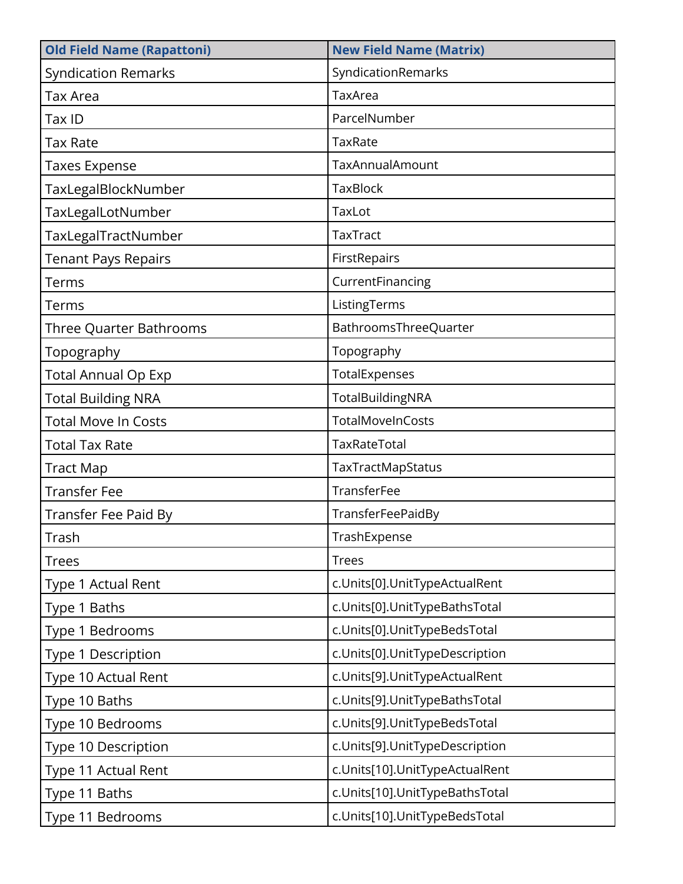| Old Field Name (Rapattoni) | New Field Name (Matrix) |
|---|---|
| Syndication Remarks | SyndicationRemarks |
| Tax Area | TaxArea |
| Tax ID | ParcelNumber |
| Tax Rate | TaxRate |
| Taxes Expense | TaxAnnualAmount |
| TaxLegalBlockNumber | TaxBlock |
| TaxLegalLotNumber | TaxLot |
| TaxLegalTractNumber | TaxTract |
| Tenant Pays Repairs | FirstRepairs |
| Terms | CurrentFinancing |
| Terms | ListingTerms |
| Three Quarter Bathrooms | BathroomsThreeQuarter |
| Topography | Topography |
| Total Annual Op Exp | TotalExpenses |
| Total Building NRA | TotalBuildingNRA |
| Total Move In Costs | TotalMoveInCosts |
| Total Tax Rate | TaxRateTotal |
| Tract Map | TaxTractMapStatus |
| Transfer Fee | TransferFee |
| Transfer Fee Paid By | TransferFeePaidBy |
| Trash | TrashExpense |
| Trees | Trees |
| Type 1 Actual Rent | c.Units[0].UnitTypeActualRent |
| Type 1 Baths | c.Units[0].UnitTypeBathsTotal |
| Type 1 Bedrooms | c.Units[0].UnitTypeBedsTotal |
| Type 1 Description | c.Units[0].UnitTypeDescription |
| Type 10 Actual Rent | c.Units[9].UnitTypeActualRent |
| Type 10 Baths | c.Units[9].UnitTypeBathsTotal |
| Type 10 Bedrooms | c.Units[9].UnitTypeBedsTotal |
| Type 10 Description | c.Units[9].UnitTypeDescription |
| Type 11 Actual Rent | c.Units[10].UnitTypeActualRent |
| Type 11 Baths | c.Units[10].UnitTypeBathsTotal |
| Type 11 Bedrooms | c.Units[10].UnitTypeBedsTotal |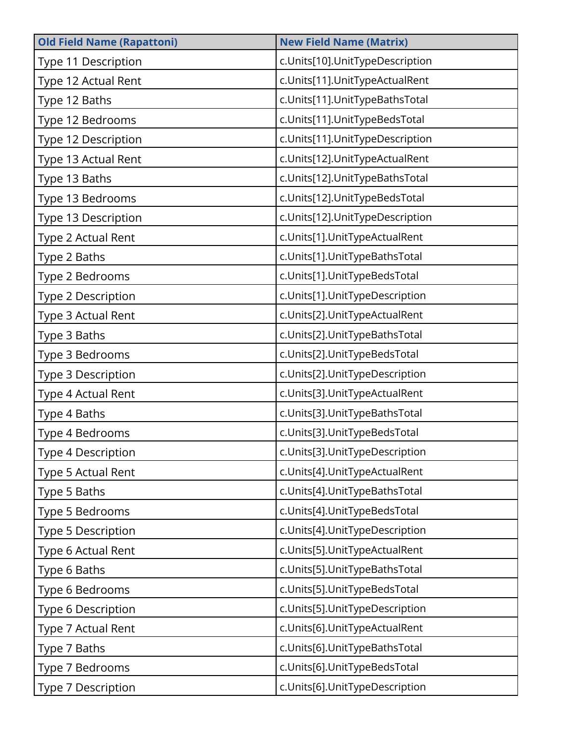| Old Field Name (Rapattoni) | New Field Name (Matrix) |
|---|---|
| Type 11 Description | c.Units[10].UnitTypeDescription |
| Type 12 Actual Rent | c.Units[11].UnitTypeActualRent |
| Type 12 Baths | c.Units[11].UnitTypeBathsTotal |
| Type 12 Bedrooms | c.Units[11].UnitTypeBedsTotal |
| Type 12 Description | c.Units[11].UnitTypeDescription |
| Type 13 Actual Rent | c.Units[12].UnitTypeActualRent |
| Type 13 Baths | c.Units[12].UnitTypeBathsTotal |
| Type 13 Bedrooms | c.Units[12].UnitTypeBedsTotal |
| Type 13 Description | c.Units[12].UnitTypeDescription |
| Type 2 Actual Rent | c.Units[1].UnitTypeActualRent |
| Type 2 Baths | c.Units[1].UnitTypeBathsTotal |
| Type 2 Bedrooms | c.Units[1].UnitTypeBedsTotal |
| Type 2 Description | c.Units[1].UnitTypeDescription |
| Type 3 Actual Rent | c.Units[2].UnitTypeActualRent |
| Type 3 Baths | c.Units[2].UnitTypeBathsTotal |
| Type 3 Bedrooms | c.Units[2].UnitTypeBedsTotal |
| Type 3 Description | c.Units[2].UnitTypeDescription |
| Type 4 Actual Rent | c.Units[3].UnitTypeActualRent |
| Type 4 Baths | c.Units[3].UnitTypeBathsTotal |
| Type 4 Bedrooms | c.Units[3].UnitTypeBedsTotal |
| Type 4 Description | c.Units[3].UnitTypeDescription |
| Type 5 Actual Rent | c.Units[4].UnitTypeActualRent |
| Type 5 Baths | c.Units[4].UnitTypeBathsTotal |
| Type 5 Bedrooms | c.Units[4].UnitTypeBedsTotal |
| Type 5 Description | c.Units[4].UnitTypeDescription |
| Type 6 Actual Rent | c.Units[5].UnitTypeActualRent |
| Type 6 Baths | c.Units[5].UnitTypeBathsTotal |
| Type 6 Bedrooms | c.Units[5].UnitTypeBedsTotal |
| Type 6 Description | c.Units[5].UnitTypeDescription |
| Type 7 Actual Rent | c.Units[6].UnitTypeActualRent |
| Type 7 Baths | c.Units[6].UnitTypeBathsTotal |
| Type 7 Bedrooms | c.Units[6].UnitTypeBedsTotal |
| Type 7 Description | c.Units[6].UnitTypeDescription |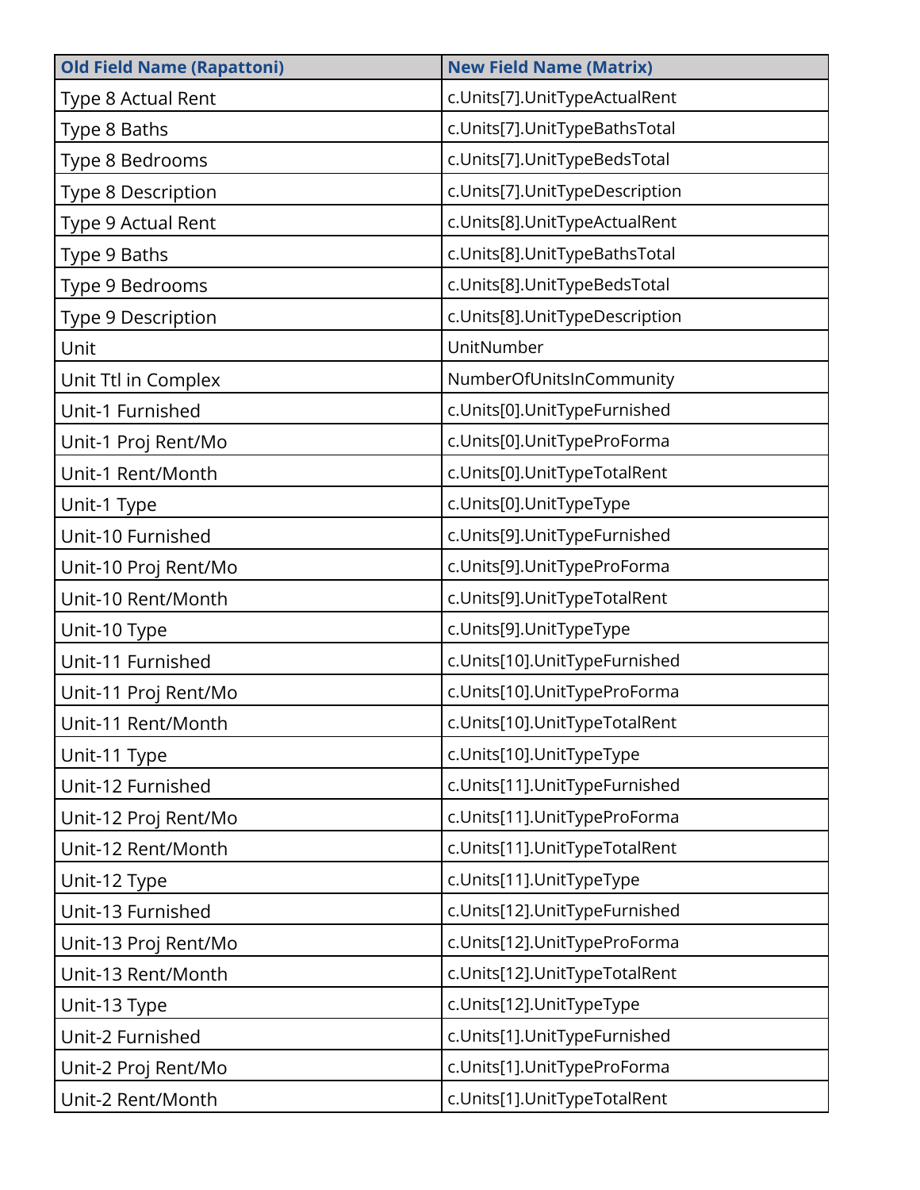| Old Field Name (Rapattoni) | New Field Name (Matrix) |
| --- | --- |
| Type 8 Actual Rent | c.Units[7].UnitTypeActualRent |
| Type 8 Baths | c.Units[7].UnitTypeBathsTotal |
| Type 8 Bedrooms | c.Units[7].UnitTypeBedsTotal |
| Type 8 Description | c.Units[7].UnitTypeDescription |
| Type 9 Actual Rent | c.Units[8].UnitTypeActualRent |
| Type 9 Baths | c.Units[8].UnitTypeBathsTotal |
| Type 9 Bedrooms | c.Units[8].UnitTypeBedsTotal |
| Type 9 Description | c.Units[8].UnitTypeDescription |
| Unit | UnitNumber |
| Unit Ttl in Complex | NumberOfUnitsInCommunity |
| Unit-1 Furnished | c.Units[0].UnitTypeFurnished |
| Unit-1 Proj Rent/Mo | c.Units[0].UnitTypeProForma |
| Unit-1 Rent/Month | c.Units[0].UnitTypeTotalRent |
| Unit-1 Type | c.Units[0].UnitTypeType |
| Unit-10 Furnished | c.Units[9].UnitTypeFurnished |
| Unit-10 Proj Rent/Mo | c.Units[9].UnitTypeProForma |
| Unit-10 Rent/Month | c.Units[9].UnitTypeTotalRent |
| Unit-10 Type | c.Units[9].UnitTypeType |
| Unit-11 Furnished | c.Units[10].UnitTypeFurnished |
| Unit-11 Proj Rent/Mo | c.Units[10].UnitTypeProForma |
| Unit-11 Rent/Month | c.Units[10].UnitTypeTotalRent |
| Unit-11 Type | c.Units[10].UnitTypeType |
| Unit-12 Furnished | c.Units[11].UnitTypeFurnished |
| Unit-12 Proj Rent/Mo | c.Units[11].UnitTypeProForma |
| Unit-12 Rent/Month | c.Units[11].UnitTypeTotalRent |
| Unit-12 Type | c.Units[11].UnitTypeType |
| Unit-13 Furnished | c.Units[12].UnitTypeFurnished |
| Unit-13 Proj Rent/Mo | c.Units[12].UnitTypeProForma |
| Unit-13 Rent/Month | c.Units[12].UnitTypeTotalRent |
| Unit-13 Type | c.Units[12].UnitTypeType |
| Unit-2 Furnished | c.Units[1].UnitTypeFurnished |
| Unit-2 Proj Rent/Mo | c.Units[1].UnitTypeProForma |
| Unit-2 Rent/Month | c.Units[1].UnitTypeTotalRent |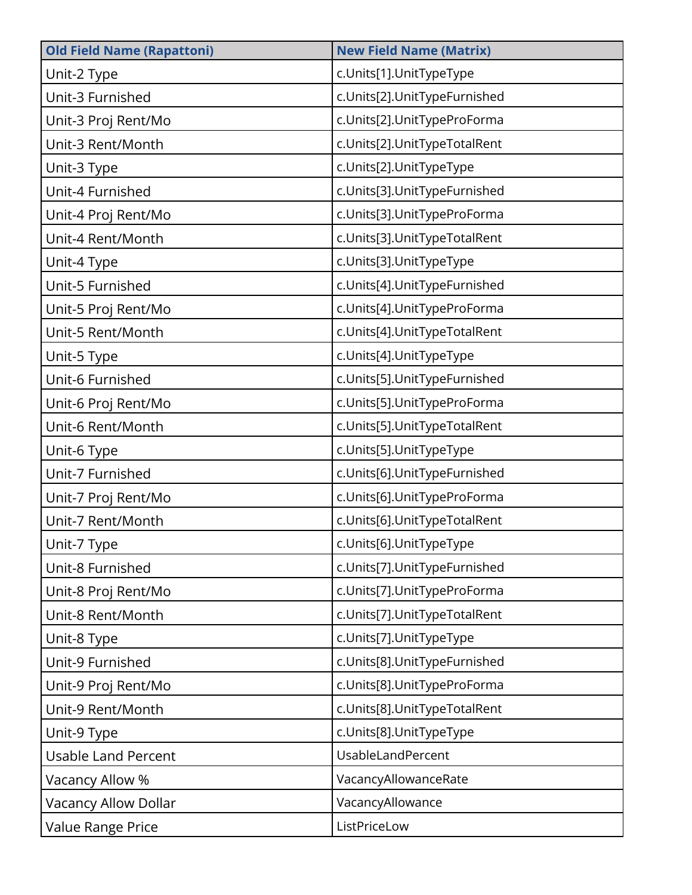| Old Field Name (Rapattoni) | New Field Name (Matrix) |
| --- | --- |
| Unit-2 Type | c.Units[1].UnitTypeType |
| Unit-3 Furnished | c.Units[2].UnitTypeFurnished |
| Unit-3 Proj Rent/Mo | c.Units[2].UnitTypeProForma |
| Unit-3 Rent/Month | c.Units[2].UnitTypeTotalRent |
| Unit-3 Type | c.Units[2].UnitTypeType |
| Unit-4 Furnished | c.Units[3].UnitTypeFurnished |
| Unit-4 Proj Rent/Mo | c.Units[3].UnitTypeProForma |
| Unit-4 Rent/Month | c.Units[3].UnitTypeTotalRent |
| Unit-4 Type | c.Units[3].UnitTypeType |
| Unit-5 Furnished | c.Units[4].UnitTypeFurnished |
| Unit-5 Proj Rent/Mo | c.Units[4].UnitTypeProForma |
| Unit-5 Rent/Month | c.Units[4].UnitTypeTotalRent |
| Unit-5 Type | c.Units[4].UnitTypeType |
| Unit-6 Furnished | c.Units[5].UnitTypeFurnished |
| Unit-6 Proj Rent/Mo | c.Units[5].UnitTypeProForma |
| Unit-6 Rent/Month | c.Units[5].UnitTypeTotalRent |
| Unit-6 Type | c.Units[5].UnitTypeType |
| Unit-7 Furnished | c.Units[6].UnitTypeFurnished |
| Unit-7 Proj Rent/Mo | c.Units[6].UnitTypeProForma |
| Unit-7 Rent/Month | c.Units[6].UnitTypeTotalRent |
| Unit-7 Type | c.Units[6].UnitTypeType |
| Unit-8 Furnished | c.Units[7].UnitTypeFurnished |
| Unit-8 Proj Rent/Mo | c.Units[7].UnitTypeProForma |
| Unit-8 Rent/Month | c.Units[7].UnitTypeTotalRent |
| Unit-8 Type | c.Units[7].UnitTypeType |
| Unit-9 Furnished | c.Units[8].UnitTypeFurnished |
| Unit-9 Proj Rent/Mo | c.Units[8].UnitTypeProForma |
| Unit-9 Rent/Month | c.Units[8].UnitTypeTotalRent |
| Unit-9 Type | c.Units[8].UnitTypeType |
| Usable Land Percent | UsableLandPercent |
| Vacancy Allow % | VacancyAllowanceRate |
| Vacancy Allow Dollar | VacancyAllowance |
| Value Range Price | ListPriceLow |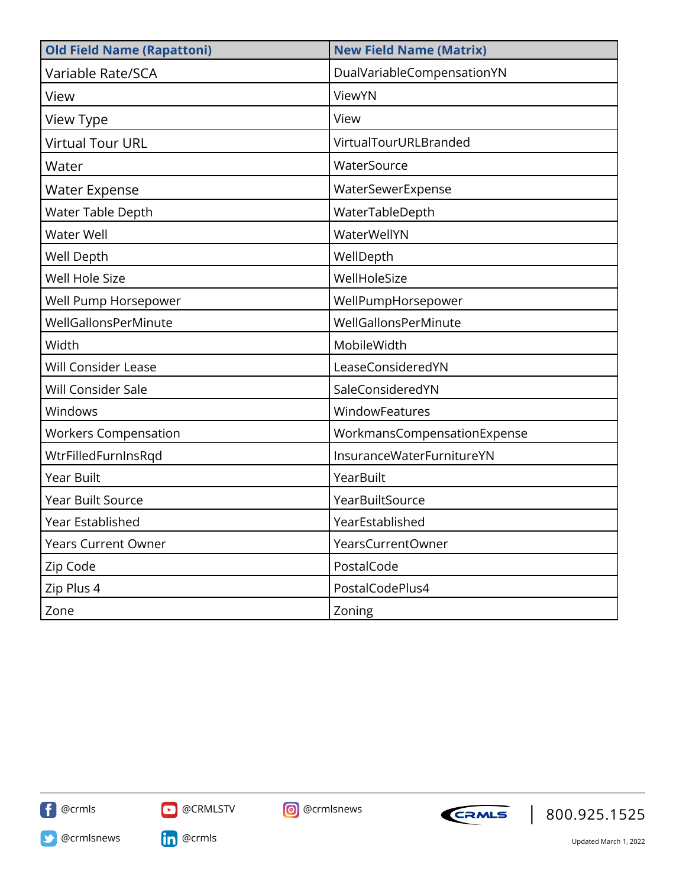| Old Field Name (Rapattoni) | New Field Name (Matrix) |
|---|---|
| Variable Rate/SCA | DualVariableCompensationYN |
| View | ViewYN |
| View Type | View |
| Virtual Tour URL | VirtualTourURLBranded |
| Water | WaterSource |
| Water Expense | WaterSewerExpense |
| Water Table Depth | WaterTableDepth |
| Water Well | WaterWellYN |
| Well Depth | WellDepth |
| Well Hole Size | WellHoleSize |
| Well Pump Horsepower | WellPumpHorsepower |
| WellGallonsPerMinute | WellGallonsPerMinute |
| Width | MobileWidth |
| Will Consider Lease | LeaseConsideredYN |
| Will Consider Sale | SaleConsideredYN |
| Windows | WindowFeatures |
| Workers Compensation | WorkmansCompensationExpense |
| WtrFilledFurnInsRqd | InsuranceWaterFurnitureYN |
| Year Built | YearBuilt |
| Year Built Source | YearBuiltSource |
| Year Established | YearEstablished |
| Years Current Owner | YearsCurrentOwner |
| Zip Code | PostalCode |
| Zip Plus 4 | PostalCodePlus4 |
| Zone | Zoning |

@crmls @CRMLSTV @crmlsnews

@crmlsnews @crmls

CRMLS | 800.925.1525

Updated March 1, 2022